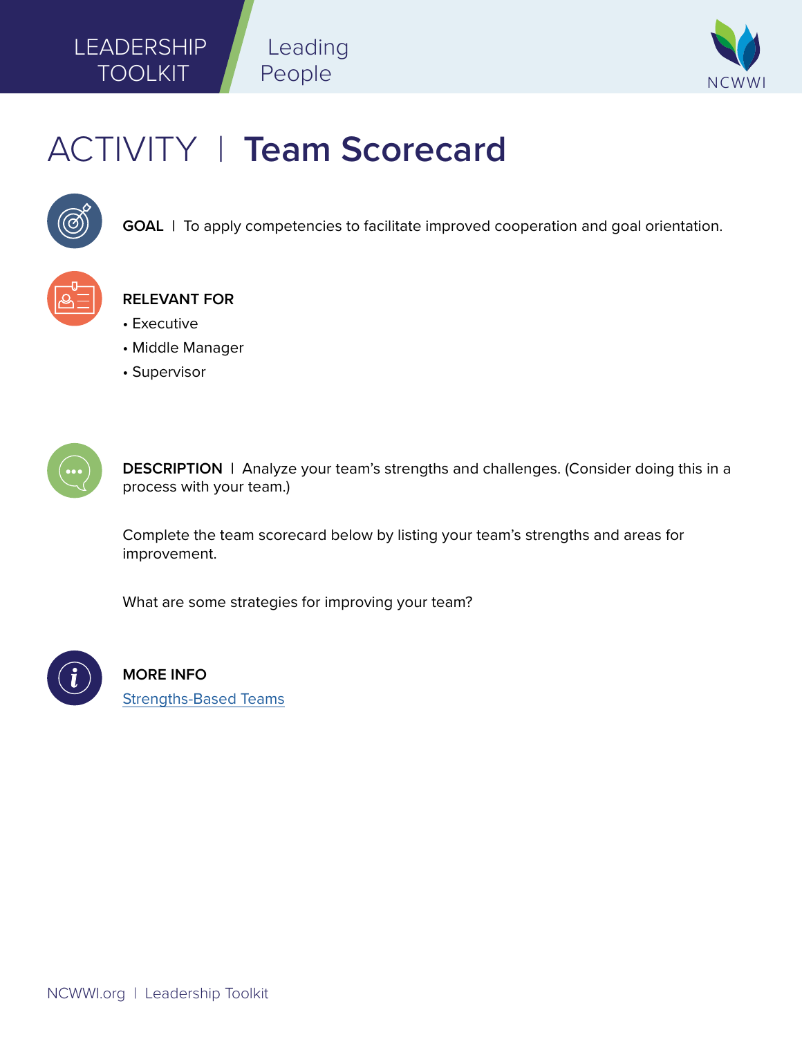LEADERSHIP TOOLKIT | Leading People

NCWWI

# ACTIVITY | Team Scorecard

**GOAL** | To apply competencies to facilitate improved cooperation and goal orientation.

**RELEVANT FOR**

- Executive
- Middle Manager
- Supervisor

**DESCRIPTION** | Analyze your team's strengths and challenges. (Consider doing this in a process with your team.)

Complete the team scorecard below by listing your team's strengths and areas for improvement.

What are some strategies for improving your team?

**MORE INFO**

Strengths-Based Teams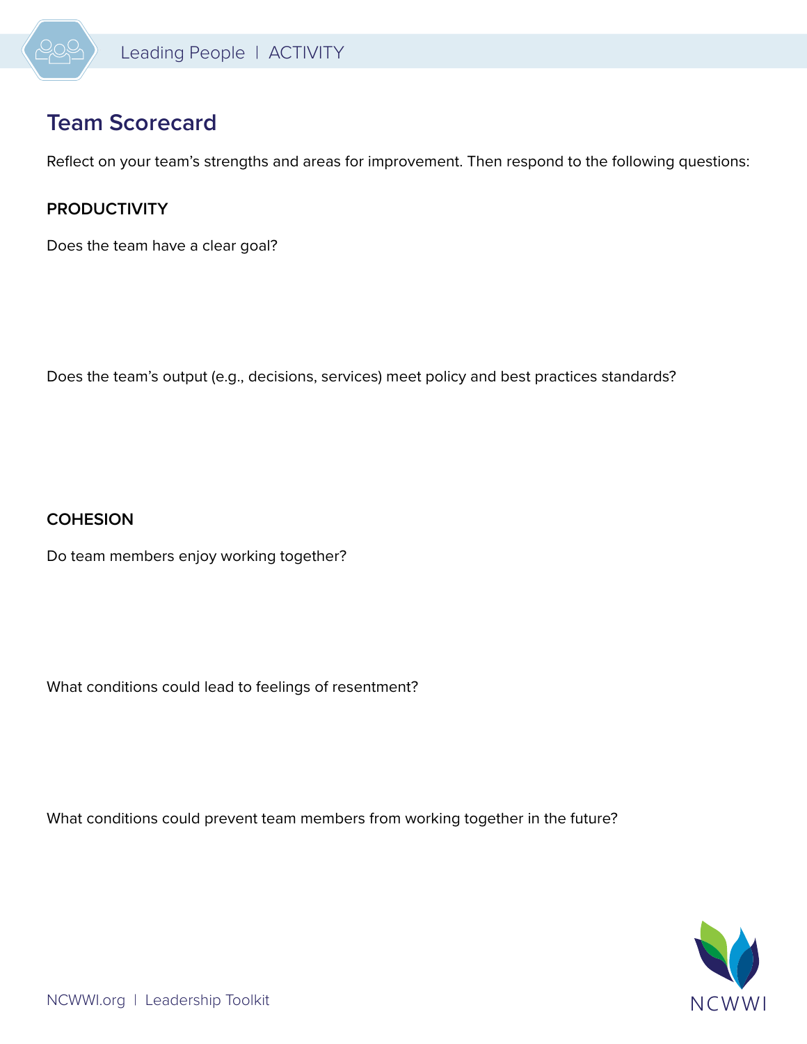# Team Scorecard

Reflect on your team's strengths and areas for improvement. Then respond to the following questions:

## PRODUCTIVITY

Does the team have a clear goal?

Does the team's output (e.g., decisions, services) meet policy and best practices standards?

## COHESION

Do team members enjoy working together?

What conditions could lead to feelings of resentment?

What conditions could prevent team members from working together in the future?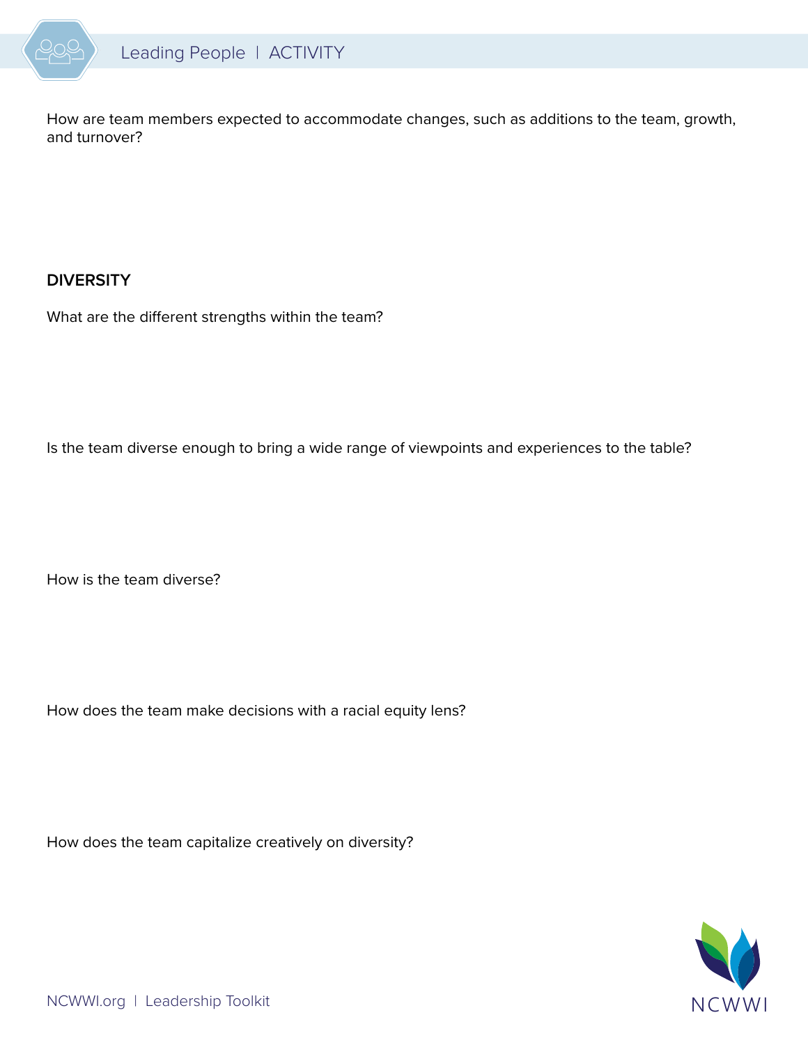How are team members expected to accommodate changes, such as additions to the team, growth, and turnover?

**DIVERSITY**

What are the different strengths within the team?

Is the team diverse enough to bring a wide range of viewpoints and experiences to the table?

How is the team diverse?

How does the team make decisions with a racial equity lens?

How does the team capitalize creatively on diversity?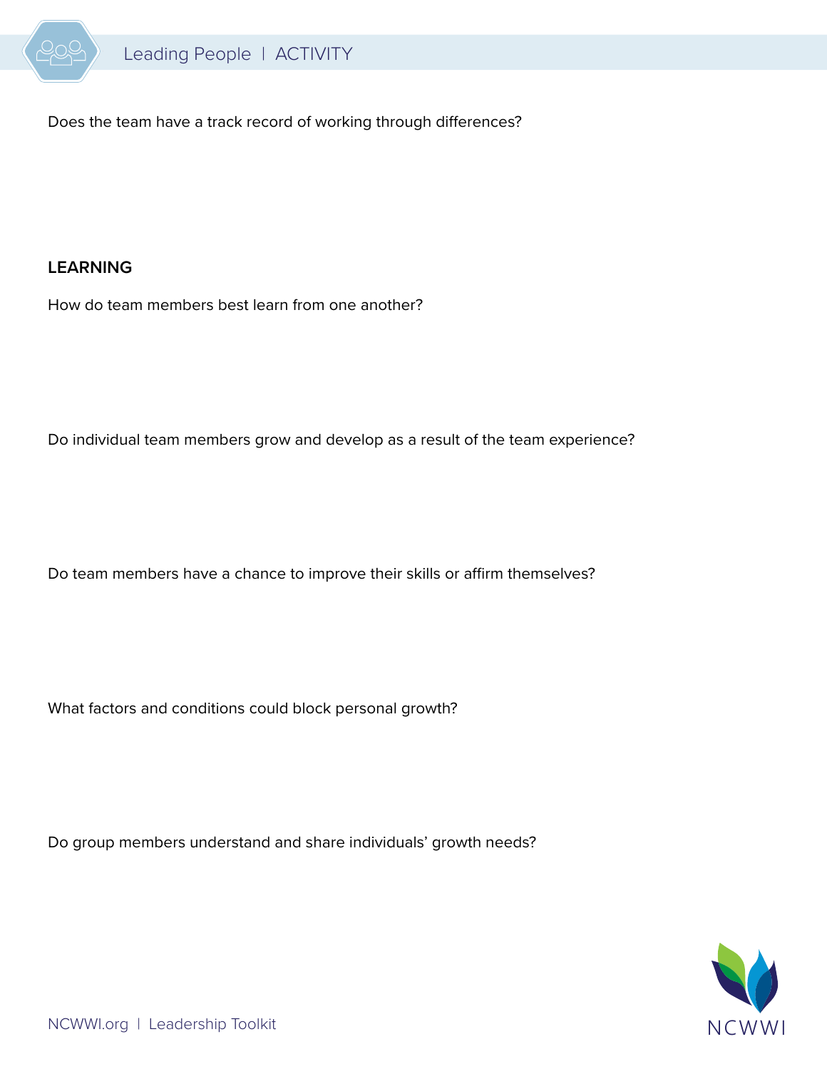Does the team have a track record of working through differences?

## LEARNING

How do team members best learn from one another?

Do individual team members grow and develop as a result of the team experience?

Do team members have a chance to improve their skills or affirm themselves?

What factors and conditions could block personal growth?

Do group members understand and share individuals' growth needs?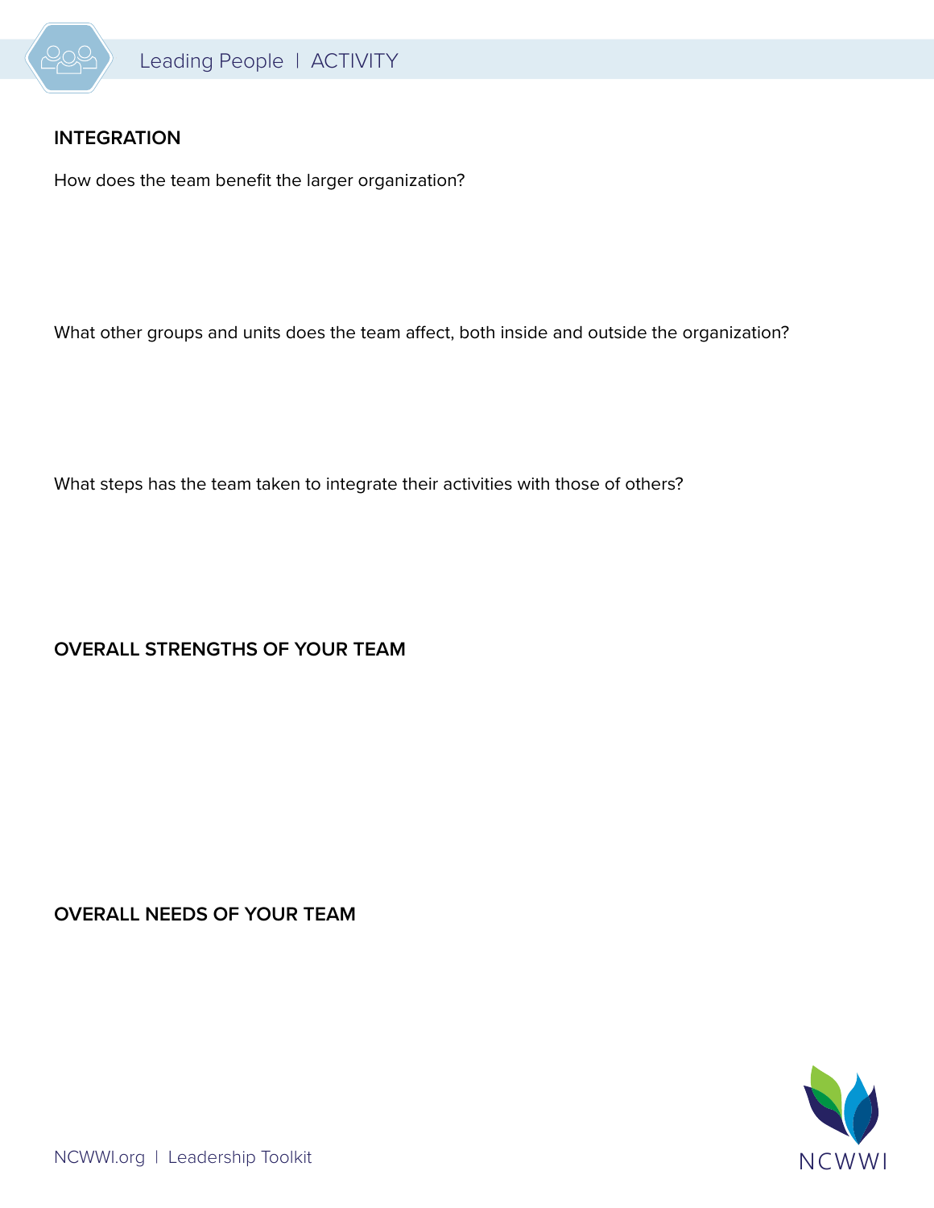## INTEGRATION

How does the team benefit the larger organization?

What other groups and units does the team affect, both inside and outside the organization?

What steps has the team taken to integrate their activities with those of others?

## OVERALL STRENGTHS OF YOUR TEAM

## OVERALL NEEDS OF YOUR TEAM